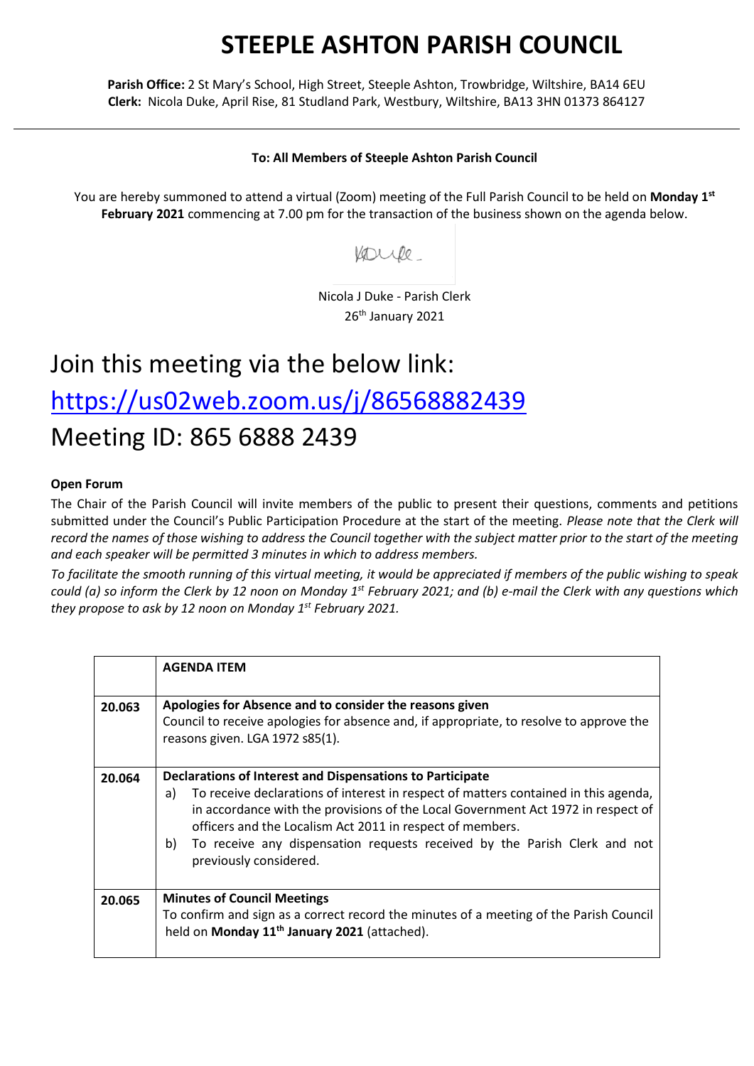# STEEPLE ASHTON PARISH COUNCIL

**Parish Office:** 2 St Mary's School, High Street, Steeple Ashton, Trowbridge, Wiltshire, BA14 6EU
**Clerk:** Nicola Duke, April Rise, 81 Studland Park, Westbury, Wiltshire, BA13 3HN 01373 864127

---

**To: All Members of Steeple Ashton Parish Council**

You are hereby summoned to attend a virtual (Zoom) meeting of the Full Parish Council to be held on **Monday 1st February 2021** commencing at 7.00 pm for the transaction of the business shown on the agenda below.

Nicola J Duke - Parish Clerk
26th January 2021

## Join this meeting via the below link:

## https://us02web.zoom.us/j/86568882439

## Meeting ID: 865 6888 2439

**Open Forum**

The Chair of the Parish Council will invite members of the public to present their questions, comments and petitions submitted under the Council's Public Participation Procedure at the start of the meeting. *Please note that the Clerk will record the names of those wishing to address the Council together with the subject matter prior to the start of the meeting and each speaker will be permitted 3 minutes in which to address members.*

*To facilitate the smooth running of this virtual meeting, it would be appreciated if members of the public wishing to speak could (a) so inform the Clerk by 12 noon on Monday 1st February 2021; and (b) e-mail the Clerk with any questions which they propose to ask by 12 noon on Monday 1st February 2021.*

| | **AGENDA ITEM** |
|---|---|
| **20.063** | **Apologies for Absence and to consider the reasons given**<br>Council to receive apologies for absence and, if appropriate, to resolve to approve the reasons given. LGA 1972 s85(1). |
| **20.064** | **Declarations of Interest and Dispensations to Participate**<br>a) To receive declarations of interest in respect of matters contained in this agenda, in accordance with the provisions of the Local Government Act 1972 in respect of officers and the Localism Act 2011 in respect of members.<br>b) To receive any dispensation requests received by the Parish Clerk and not previously considered. |
| **20.065** | **Minutes of Council Meetings**<br>To confirm and sign as a correct record the minutes of a meeting of the Parish Council held on **Monday 11th January 2021** (attached). |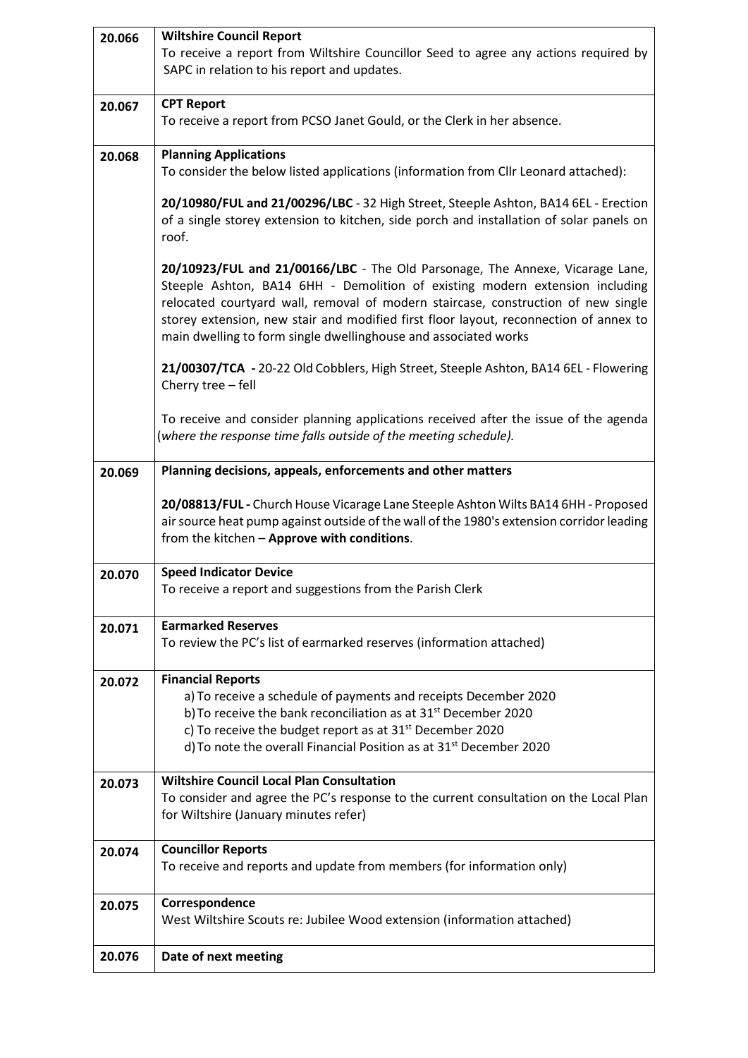| | |
|---|---|
| 20.066 | **Wiltshire Council Report**<br>To receive a report from Wiltshire Councillor Seed to agree any actions required by SAPC in relation to his report and updates. |
| 20.067 | **CPT Report**<br>To receive a report from PCSO Janet Gould, or the Clerk in her absence. |
| 20.068 | **Planning Applications**<br>To consider the below listed applications (information from Cllr Leonard attached):<br><br>**20/10980/FUL and 21/00296/LBC** - 32 High Street, Steeple Ashton, BA14 6EL - Erection of a single storey extension to kitchen, side porch and installation of solar panels on roof.<br><br>**20/10923/FUL and 21/00166/LBC** - The Old Parsonage, The Annexe, Vicarage Lane, Steeple Ashton, BA14 6HH - Demolition of existing modern extension including relocated courtyard wall, removal of modern staircase, construction of new single storey extension, new stair and modified first floor layout, reconnection of annex to main dwelling to form single dwellinghouse and associated works<br><br>**21/00307/TCA -** 20-22 Old Cobblers, High Street, Steeple Ashton, BA14 6EL - Flowering Cherry tree – fell<br><br>To receive and consider planning applications received after the issue of the agenda (*where the response time falls outside of the meeting schedule).* |
| 20.069 | **Planning decisions, appeals, enforcements and other matters**<br><br>**20/08813/FUL -** Church House Vicarage Lane Steeple Ashton Wilts BA14 6HH - Proposed air source heat pump against outside of the wall of the 1980's extension corridor leading from the kitchen – **Approve with conditions**. |
| 20.070 | **Speed Indicator Device**<br>To receive a report and suggestions from the Parish Clerk |
| 20.071 | **Earmarked Reserves**<br>To review the PC's list of earmarked reserves (information attached) |
| 20.072 | **Financial Reports**<br>a) To receive a schedule of payments and receipts December 2020<br>b) To receive the bank reconciliation as at 31st December 2020<br>c) To receive the budget report as at 31st December 2020<br>d) To note the overall Financial Position as at 31st December 2020 |
| 20.073 | **Wiltshire Council Local Plan Consultation**<br>To consider and agree the PC's response to the current consultation on the Local Plan for Wiltshire (January minutes refer) |
| 20.074 | **Councillor Reports**<br>To receive and reports and update from members (for information only) |
| 20.075 | **Correspondence**<br>West Wiltshire Scouts re: Jubilee Wood extension (information attached) |
| 20.076 | **Date of next meeting** |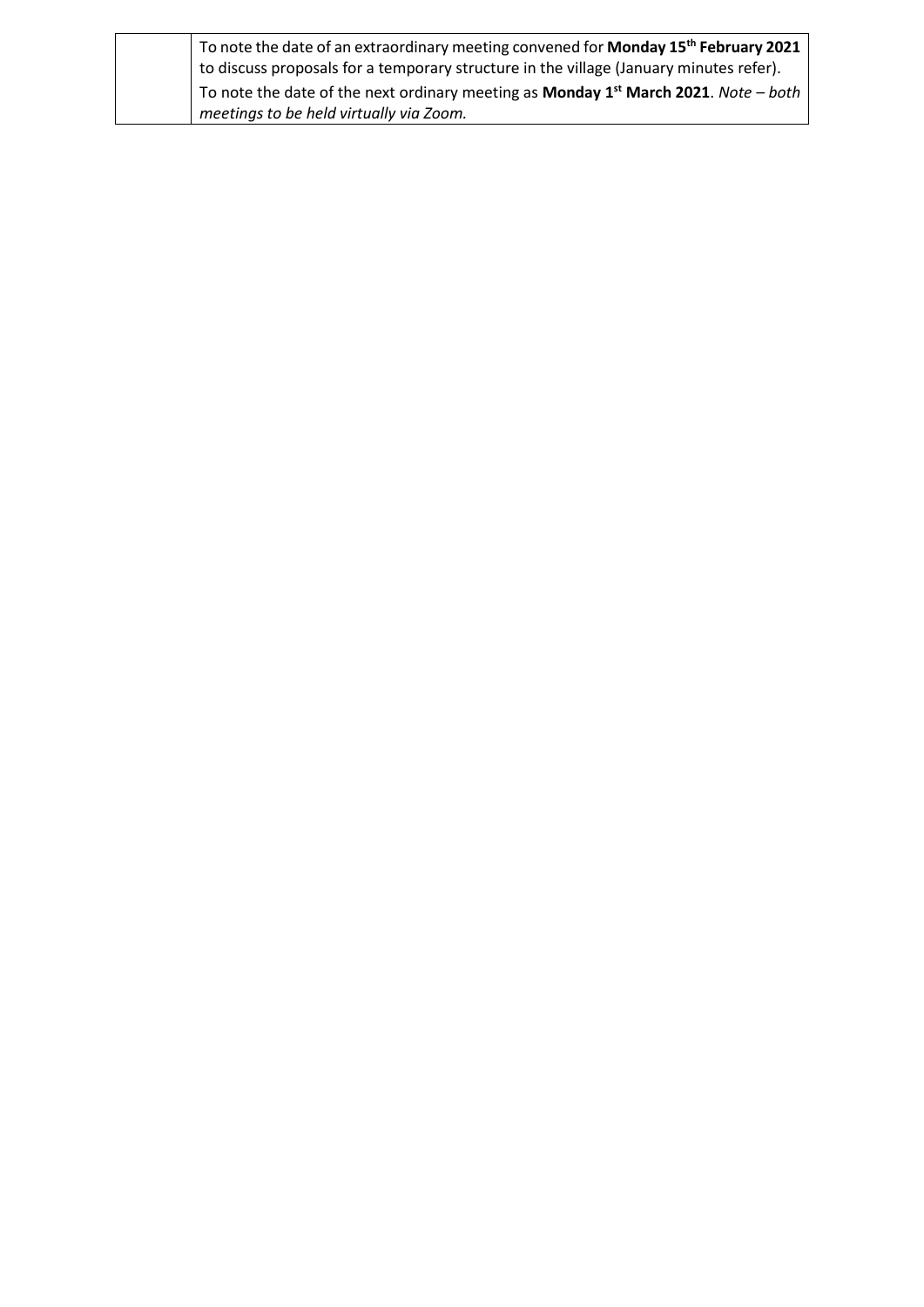| | |
|---|---|
| | To note the date of an extraordinary meeting convened for **Monday 15th February 2021** to discuss proposals for a temporary structure in the village (January minutes refer).<br>To note the date of the next ordinary meeting as **Monday 1st March 2021**. *Note – both meetings to be held virtually via Zoom.* |